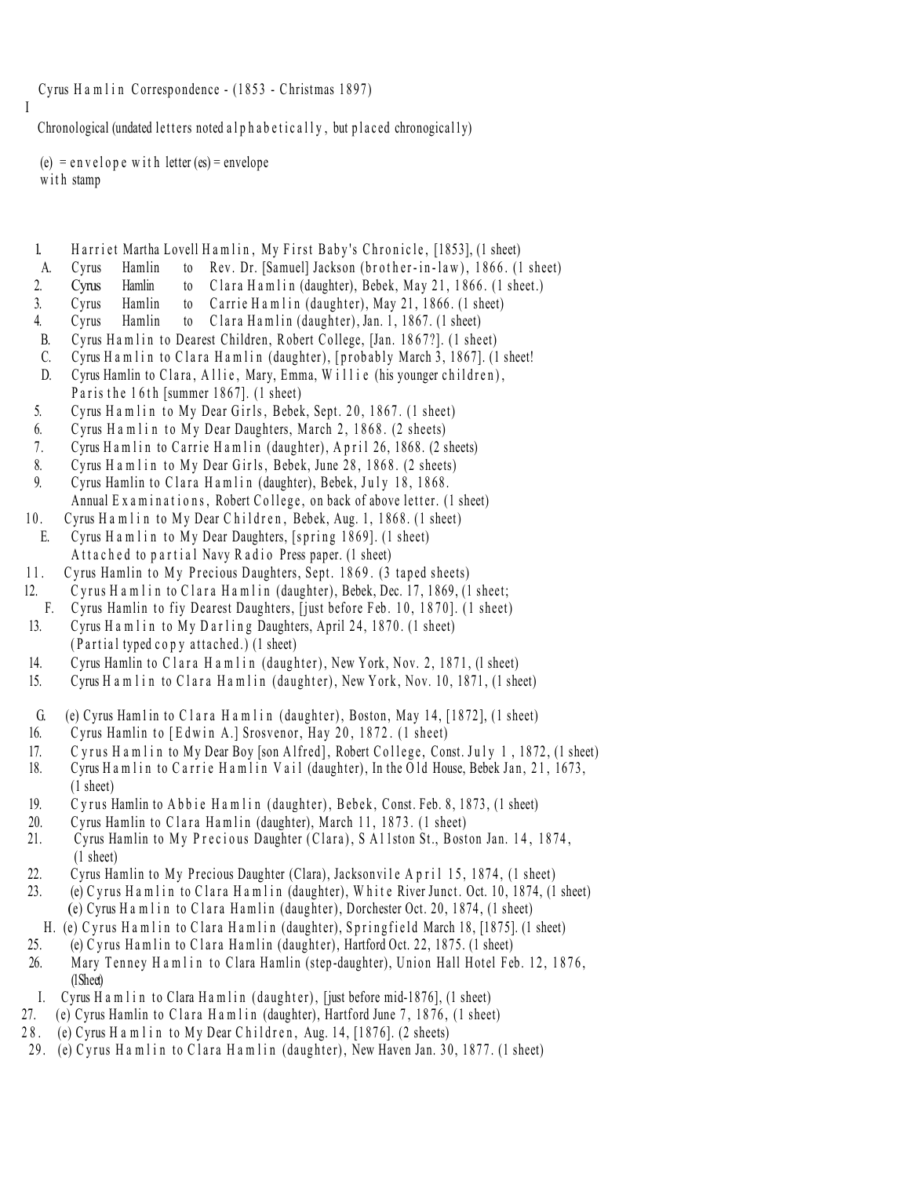Cyrus Hamlin Correspondence - (1853 - Christmas 1897)

I

Chronological (undated letters noted alphabetically, but placed chronogically)

(e) = envelope with letter (es) = envelope with stamp

1. Harriet Martha Lovell Hamlin, My First Baby's Chronicle, [1853], (1 sheet)
   A. Cyrus Hamlin to Rev. Dr. [Samuel] Jackson (brother-in-law), 1866. (1 sheet)
2. Cyrus Hamlin to Clara Hamlin (daughter), Bebek, May 21, 1866. (1 sheet.)
3. Cyrus Hamlin to Carrie Hamlin (daughter), May 21, 1866. (1 sheet)
4. Cyrus Hamlin to Clara Hamlin (daughter), Jan. 1, 1867. (1 sheet)
   B. Cyrus Hamlin to Dearest Children, Robert College, [Jan. 1867?]. (1 sheet)
   C. Cyrus Hamlin to Clara Hamlin (daughter), [probably March 3, 1867]. (1 sheet!
   D. Cyrus Hamlin to Clara, Allie, Mary, Emma, Willie (his younger children), Paris the 16th [summer 1867]. (1 sheet)
5. Cyrus Hamlin to My Dear Girls, Bebek, Sept. 20, 1867. (1 sheet)
6. Cyrus Hamlin to My Dear Daughters, March 2, 1868. (2 sheets)
7. Cyrus Hamlin to Carrie Hamlin (daughter), April 26, 1868. (2 sheets)
8. Cyrus Hamlin to My Dear Girls, Bebek, June 28, 1868. (2 sheets)
9. Cyrus Hamlin to Clara Hamlin (daughter), Bebek, July 18, 1868. Annual Examinations, Robert College, on back of above letter. (1 sheet)
10. Cyrus Hamlin to My Dear Children, Bebek, Aug. 1, 1868. (1 sheet)
    E. Cyrus Hamlin to My Dear Daughters, [spring 1869]. (1 sheet) Attached to partial Navy Radio Press paper. (1 sheet)
11. Cyrus Hamlin to My Precious Daughters, Sept. 1869. (3 taped sheets)
12. Cyrus Hamlin to Clara Hamlin (daughter), Bebek, Dec. 17, 1869, (1 sheet;
    F. Cyrus Hamlin to fiy Dearest Daughters, [just before Feb. 10, 1870]. (1 sheet)
13. Cyrus Hamlin to My Darling Daughters, April 24, 1870. (1 sheet) (Partial typed copy attached.) (1 sheet)
14. Cyrus Hamlin to Clara Hamlin (daughter), New York, Nov. 2, 1871, (l sheet)
15. Cyrus Hamlin to Clara Hamlin (daughter), New York, Nov. 10, 1871, (1 sheet)

    G. (e) Cyrus Hamlin to Clara Hamlin (daughter), Boston, May 14, [1872], (1 sheet)
16. Cyrus Hamlin to [Edwin A.] Srosvenor, Hay 20, 1872. (1 sheet)
17. Cyrus Hamlin to My Dear Boy [son Alfred], Robert College, Const. July 1, 1872, (1 sheet)
18. Cyrus Hamlin to Carrie Hamlin Vail (daughter), In the Old House, Bebek Jan, 21, 1673, (1 sheet)
19. Cyrus Hamlin to Abbie Hamlin (daughter), Bebek, Const. Feb. 8, 1873, (1 sheet)
20. Cyrus Hamlin to Clara Hamlin (daughter), March 11, 1873. (1 sheet)
21. Cyrus Hamlin to My Precious Daughter (Clara), S A11ston St., Boston Jan. 14, 1874, (1 sheet)
22. Cyrus Hamlin to My Precious Daughter (Clara), Jacksonvile April 15, 1874, (1 sheet)
23. (e) Cyrus Hamlin to Clara Hamlin (daughter), White River Junct. Oct. 10, 1874, (1 sheet)
    (e) Cyrus Hamlin to Clara Hamlin (daughter), Dorchester Oct. 20, 1874, (1 sheet)
    H. (e) Cyrus Hamlin to Clara Hamlin (daughter), Springfield March 18, [1875]. (1 sheet)
25. (e) Cyrus Hamlin to Clara Hamlin (daughter), Hartford Oct. 22, 1875. (1 sheet)
26. Mary Tenney Hamlin to Clara Hamlin (step-daughter), Union Hall Hotel Feb. 12, 1876, (lSheet)
    I. Cyrus Hamlin to Clara Hamlin (daughter), [just before mid-1876], (1 sheet)
27. (e) Cyrus Hamlin to Clara Hamlin (daughter), Hartford June 7, 1876, (1 sheet)
28. (e) Cyrus Hamlin to My Dear Children, Aug. 14, [1876]. (2 sheets)
29. (e) Cyrus Hamlin to Clara Hamlin (daughter), New Haven Jan. 30, 1877. (1 sheet)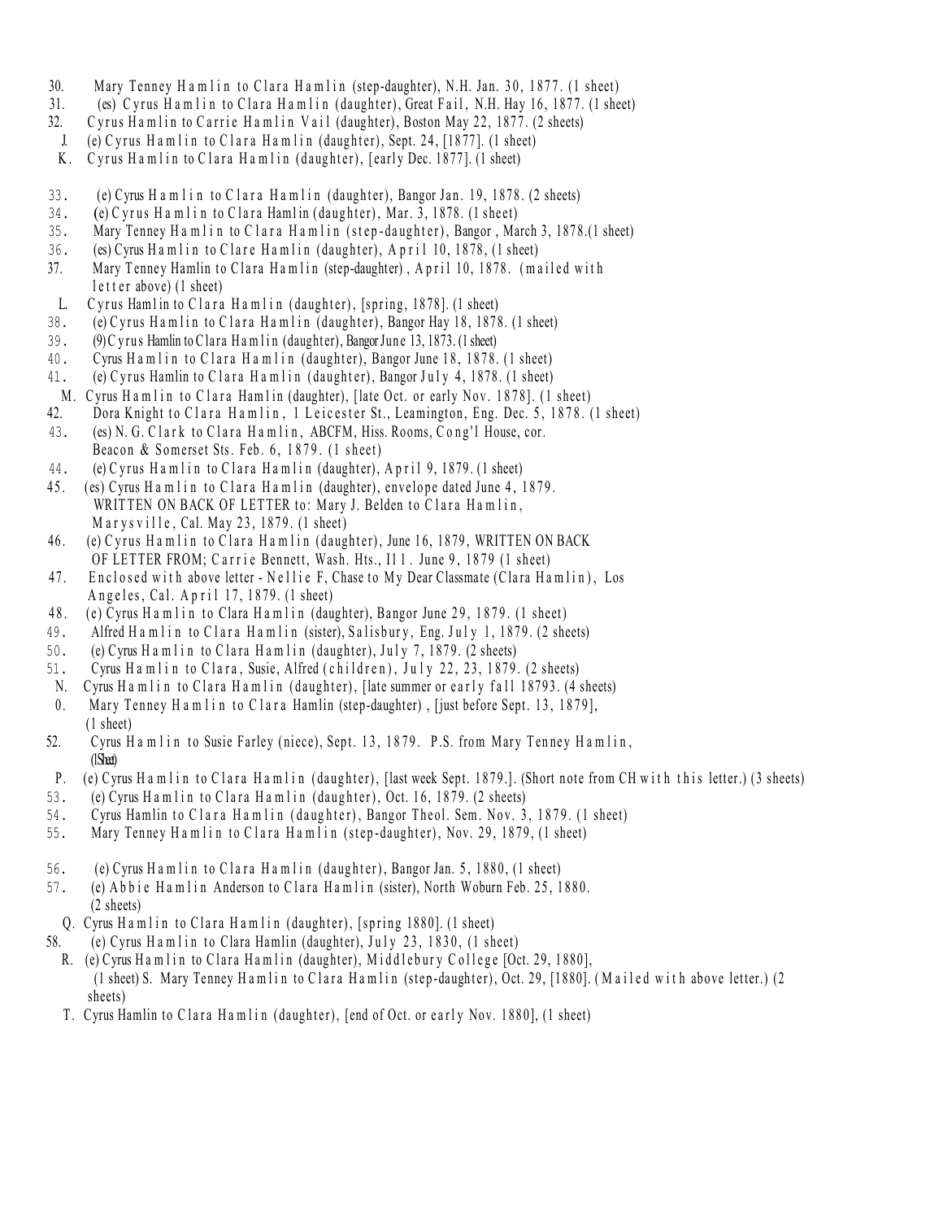30. Mary Tenney Hamlin to Clara Hamlin (step-daughter), N.H. Jan. 30, 1877. (1 sheet)
31. (es) Cyrus Hamlin to Clara Hamlin (daughter), Great Fail, N.H. Hay 16, 1877. (1 sheet)
32. Cyrus Hamlin to Carrie Hamlin Vail (daughter), Boston May 22, 1877. (2 sheets)
J. (e) Cyrus Hamlin to Clara Hamlin (daughter), Sept. 24, [1877]. (1 sheet)
K. Cyrus Hamlin to Clara Hamlin (daughter), [early Dec. 1877]. (1 sheet)

33. (e) Cyrus Hamlin to Clara Hamlin (daughter), Bangor Jan. 19, 1878. (2 sheets)
34. (e) Cyrus Hamlin to Clara Hamlin (daughter), Mar. 3, 1878. (1 sheet)
35. Mary Tenney Hamlin to Clara Hamlin (step-daughter), Bangor, March 3, 1878.(1 sheet)
36. (es) Cyrus Hamlin to Clare Hamlin (daughter), April 10, 1878, (1 sheet)
37. Mary Tenney Hamlin to Clara Hamlin (step-daughter), April 10, 1878. (mailed with letter above) (1 sheet)
L. Cyrus Hamlin to Clara Hamlin (daughter), [spring, 1878]. (1 sheet)
38. (e) Cyrus Hamlin to Clara Hamlin (daughter), Bangor Hay 18, 1878. (1 sheet)
39. (9) Cyrus Hamlin to Clara Hamlin (daughter), Bangor June 13, 1873. (1 sheet)
40. Cyrus Hamlin to Clara Hamlin (daughter), Bangor June 18, 1878. (1 sheet)
41. (e) Cyrus Hamlin to Clara Hamlin (daughter), Bangor July 4, 1878. (1 sheet)
M. Cyrus Hamlin to Clara Hamlin (daughter), [late Oct. or early Nov. 1878]. (1 sheet)
42. Dora Knight to Clara Hamlin, 1 Leicester St., Leamington, Eng. Dec. 5, 1878. (1 sheet)
43. (es) N. G. Clark to Clara Hamlin, ABCFM, Hiss. Rooms, Cong'l House, cor. Beacon & Somerset Sts. Feb. 6, 1879. (1 sheet)
44. (e) Cyrus Hamlin to Clara Hamlin (daughter), April 9, 1879. (1 sheet)
45. (es) Cyrus Hamlin to Clara Hamlin (daughter), envelope dated June 4, 1879. WRITTEN ON BACK OF LETTER to: Mary J. Belden to Clara Hamlin, Marysville, Cal. May 23, 1879. (1 sheet)
46. (e) Cyrus Hamlin to Clara Hamlin (daughter), June 16, 1879, WRITTEN ON BACK OF LETTER FROM; Carrie Bennett, Wash. Hts., Il l. June 9, 1879 (1 sheet)
47. Enclosed with above letter - Nellie F, Chase to My Dear Classmate (Clara Hamlin), Los Angeles, Cal. April 17, 1879. (1 sheet)
48. (e) Cyrus Hamlin to Clara Hamlin (daughter), Bangor June 29, 1879. (1 sheet)
49. Alfred Hamlin to Clara Hamlin (sister), Salisbury, Eng. July 1, 1879. (2 sheets)
50. (e) Cyrus Hamlin to Clara Hamlin (daughter), July 7, 1879. (2 sheets)
51. Cyrus Hamlin to Clara, Susie, Alfred (children), July 22, 23, 1879. (2 sheets)
N. Cyrus Hamlin to Clara Hamlin (daughter), [late summer or early fall 18793. (4 sheets)
0. Mary Tenney Hamlin to Clara Hamlin (step-daughter), [just before Sept. 13, 1879], (1 sheet)
52. Cyrus Hamlin to Susie Farley (niece), Sept. 13, 1879. P.S. from Mary Tenney Hamlin, (1 Sheet)
P. (e) Cyrus Hamlin to Clara Hamlin (daughter), [last week Sept. 1879.]. (Short note from CH with this letter.) (3 sheets)
53. (e) Cyrus Hamlin to Clara Hamlin (daughter), Oct. 16, 1879. (2 sheets)
54. Cyrus Hamlin to Clara Hamlin (daughter), Bangor Theol. Sem. Nov. 3, 1879. (1 sheet)
55. Mary Tenney Hamlin to Clara Hamlin (step-daughter), Nov. 29, 1879, (1 sheet)

56. (e) Cyrus Hamlin to Clara Hamlin (daughter), Bangor Jan. 5, 1880, (1 sheet)
57. (e) Abbie Hamlin Anderson to Clara Hamlin (sister), North Woburn Feb. 25, 1880. (2 sheets)
Q. Cyrus Hamlin to Clara Hamlin (daughter), [spring 1880]. (1 sheet)
58. (e) Cyrus Hamlin to Clara Hamlin (daughter), July 23, 1830, (1 sheet)
R. (e) Cyrus Hamlin to Clara Hamlin (daughter), Middlebury College [Oct. 29, 1880], (1 sheet) S. Mary Tenney Hamlin to Clara Hamlin (step-daughter), Oct. 29, [1880]. (Mailed with above letter.) (2 sheets)
T. Cyrus Hamlin to Clara Hamlin (daughter), [end of Oct. or early Nov. 1880], (1 sheet)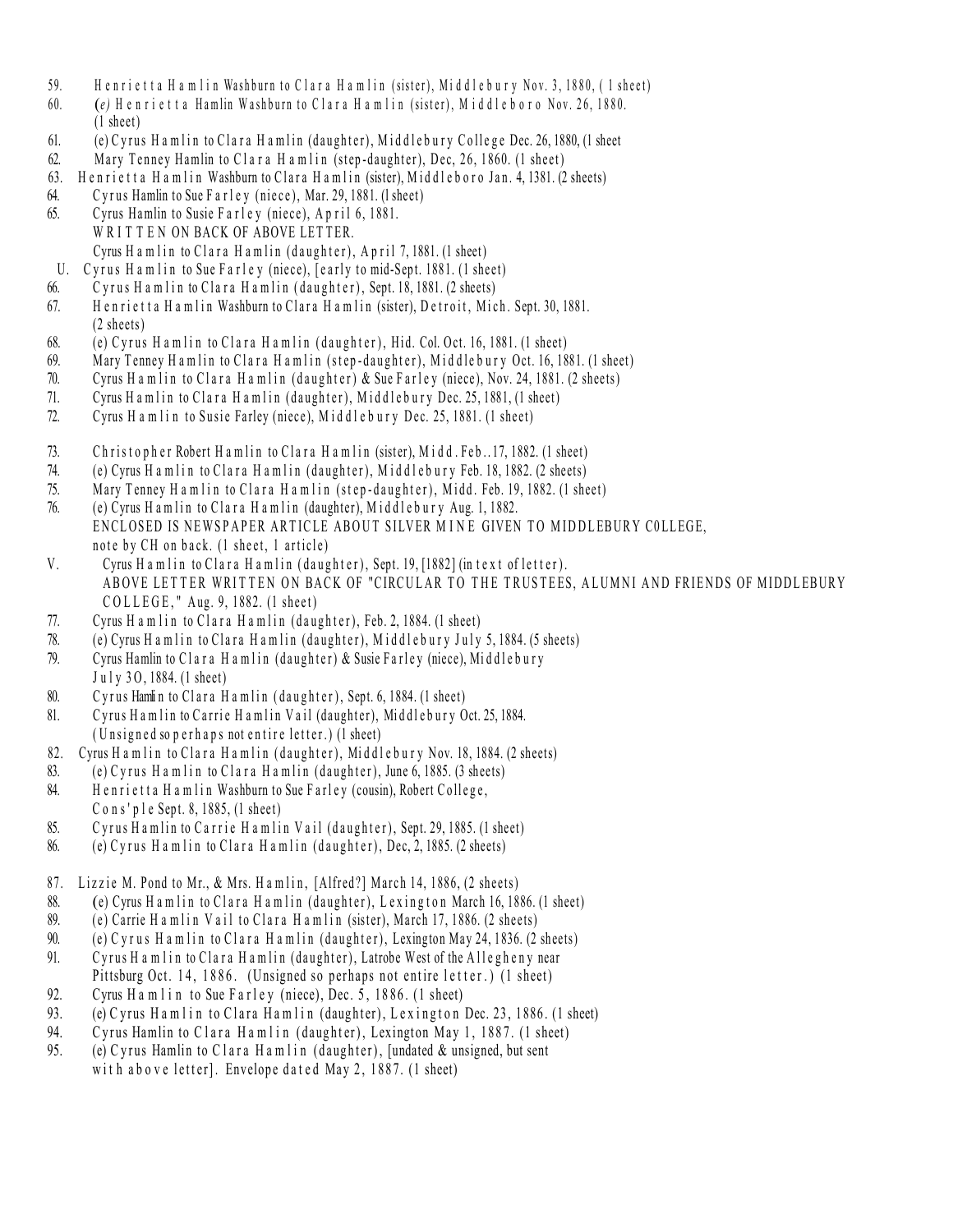59. Henrietta Hamlin Washburn to Clara Hamlin (sister), Middlebury Nov. 3, 1880, ( 1 sheet)
60. (e) Henrietta Hamlin Washburn to Clara Hamlin (sister), Middleboro Nov. 26, 1880. (1 sheet)
61. (e) Cyrus Hamlin to Clara Hamlin (daughter), Middlebury College Dec. 26, 1880, (1 sheet
62. Mary Tenney Hamlin to Clara Hamlin (step-daughter), Dec, 26, 1860. (1 sheet)
63. Henrietta Hamlin Washburn to Clara Hamlin (sister), Middleboro Jan. 4, 1381. (2 sheets)
64. Cyrus Hamlin to Sue Farley (niece), Mar. 29, 1881. (l sheet)
65. Cyrus Hamlin to Susie Farley (niece), April 6, 1881.
WRITTEN ON BACK OF ABOVE LETTER.
Cyrus Hamlin to Clara Hamlin (daughter), April 7, 1881. (1 sheet)
U. Cyrus Hamlin to Sue Farley (niece), [early to mid-Sept. 1881. (1 sheet)
66. Cyrus Hamlin to Clara Hamlin (daughter), Sept. 18, 1881. (2 sheets)
67. Henrietta Hamlin Washburn to Clara Hamlin (sister), Detroit, Mich. Sept. 30, 1881. (2 sheets)
68. (e) Cyrus Hamlin to Clara Hamlin (daughter), Hid. Col. Oct. 16, 1881. (1 sheet)
69. Mary Tenney Hamlin to Clara Hamlin (step-daughter), Middlebury Oct. 16, 1881. (1 sheet)
70. Cyrus Hamlin to Clara Hamlin (daughter) & Sue Farley (niece), Nov. 24, 1881. (2 sheets)
71. Cyrus Hamlin to Clara Hamlin (daughter), Middlebury Dec. 25, 1881, (1 sheet)
72. Cyrus Hamlin to Susie Farley (niece), Middlebury Dec. 25, 1881. (1 sheet)

73. Christopher Robert Hamlin to Clara Hamlin (sister), Midd. Feb..17, 1882. (1 sheet)
74. (e) Cyrus Hamlin to Clara Hamlin (daughter), Middlebury Feb. 18, 1882. (2 sheets)
75. Mary Tenney Hamlin to Clara Hamlin (step-daughter), Midd. Feb. 19, 1882. (1 sheet)
76. (e) Cyrus Hamlin to Clara Hamlin (daughter), Middlebury Aug. 1, 1882.
ENCLOSED IS NEWSPAPER ARTICLE ABOUT SILVER MINE GIVEN TO MIDDLEBURY C0LLEGE, note by CH on back. (1 sheet, 1 article)
V. Cyrus Hamlin to Clara Hamlin (daughter), Sept. 19, [1882] (in text of letter).
ABOVE LETTER WRITTEN ON BACK OF "CIRCULAR TO THE TRUSTEES, ALUMNI AND FRIENDS OF MIDDLEBURY COLLEGE," Aug. 9, 1882. (1 sheet)
77. Cyrus Hamlin to Clara Hamlin (daughter), Feb. 2, 1884. (1 sheet)
78. (e) Cyrus Hamlin to Clara Hamlin (daughter), Middlebury July 5, 1884. (5 sheets)
79. Cyrus Hamlin to Clara Hamlin (daughter) & Susie Farley (niece), Middlebury July 3O, 1884. (1 sheet)
80. Cyrus Hamlin to Clara Hamlin (daughter), Sept. 6, 1884. (1 sheet)
81. Cyrus Hamlin to Carrie Hamlin Vail (daughter), Middlebury Oct. 25, 1884. (Unsigned so perhaps not entire letter.) (1 sheet)
82. Cyrus Hamlin to Clara Hamlin (daughter), Middlebury Nov. 18, 1884. (2 sheets)
83. (e) Cyrus Hamlin to Clara Hamlin (daughter), June 6, 1885. (3 sheets)
84. Henrietta Hamlin Washburn to Sue Farley (cousin), Robert College, Cons'ple Sept. 8, 1885, (1 sheet)
85. Cyrus Hamlin to Carrie Hamlin Vail (daughter), Sept. 29, 1885. (1 sheet)
86. (e) Cyrus Hamlin to Clara Hamlin (daughter), Dec, 2, 1885. (2 sheets)

87. Lizzie M. Pond to Mr., & Mrs. Hamlin, [Alfred?] March 14, 1886, (2 sheets)
88. (e) Cyrus Hamlin to Clara Hamlin (daughter), Lexington March 16, 1886. (1 sheet)
89. (e) Carrie Hamlin Vail to Clara Hamlin (sister), March 17, 1886. (2 sheets)
90. (e) Cyrus Hamlin to Clara Hamlin (daughter), Lexington May 24, 1836. (2 sheets)
91. Cyrus Hamlin to Clara Hamlin (daughter), Latrobe West of the Allegheny near Pittsburg Oct. 14, 1886. (Unsigned so perhaps not entire letter.) (1 sheet)
92. Cyrus Hamlin to Sue Farley (niece), Dec. 5, 1886. (1 sheet)
93. (e) Cyrus Hamlin to Clara Hamlin (daughter), Lexington Dec. 23, 1886. (1 sheet)
94. Cyrus Hamlin to Clara Hamlin (daughter), Lexington May 1, 1887. (1 sheet)
95. (e) Cyrus Hamlin to Clara Hamlin (daughter), [undated & unsigned, but sent with above letter]. Envelope dated May 2, 1887. (1 sheet)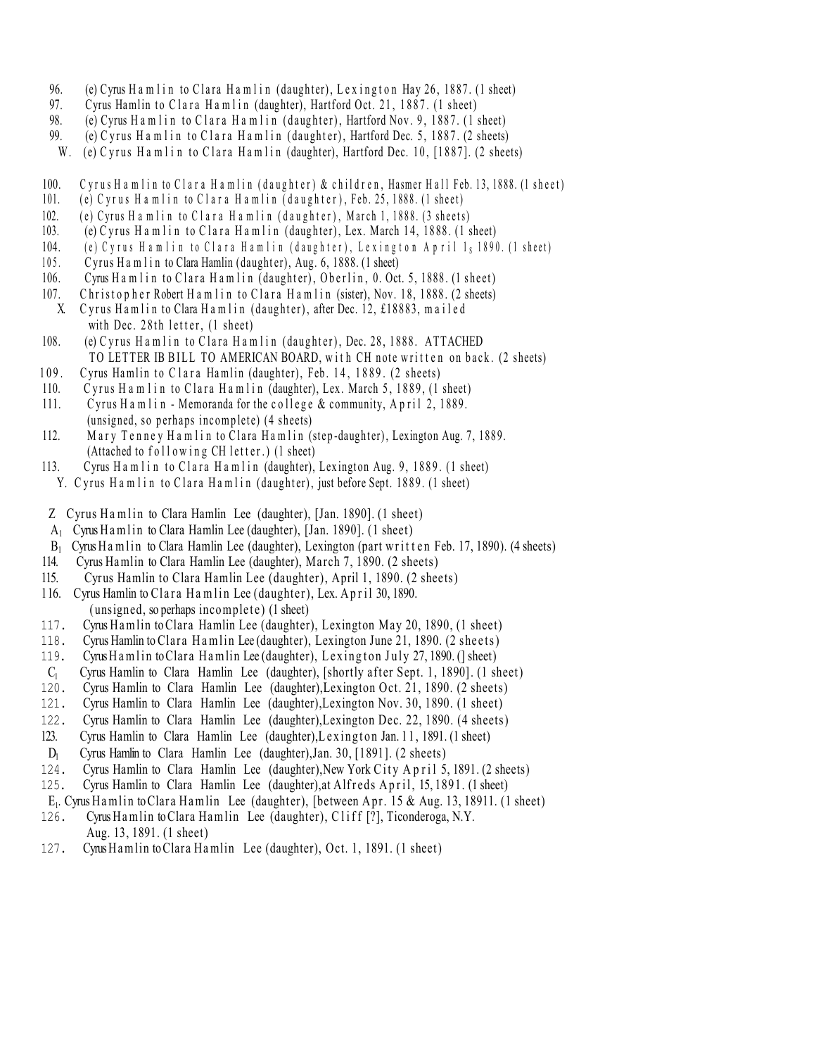96. (e) Cyrus Hamlin to Clara Hamlin (daughter), Lexington Hay 26, 1887. (1 sheet)
97. Cyrus Hamlin to Clara Hamlin (daughter), Hartford Oct. 21, 1887. (1 sheet)
98. (e) Cyrus Hamlin to Clara Hamlin (daughter), Hartford Nov. 9, 1887. (1 sheet)
99. (e) Cyrus Hamlin to Clara Hamlin (daughter), Hartford Dec. 5, 1887. (2 sheets)
W. (e) Cyrus Hamlin to Clara Hamlin (daughter), Hartford Dec. 10, [1887]. (2 sheets)

100. Cyrus Hamlin to Clara Hamlin (daughter) & children, Hasmer Hall Feb. 13, 1888. (1 sheet)
101. (e) Cyrus Hamlin to Clara Hamlin (daughter), Feb. 25, 1888. (1 sheet)
102. (e) Cyrus Hamlin to Clara Hamlin (daughter), March 1, 1888. (3 sheets)
103. (e) Cyrus Hamlin to Clara Hamlin (daughter), Lex. March 14, 1888. (1 sheet)
104. (e) Cyrus Hamlin to Clara Hamlin (daughter), Lexington April $1_s$ 1890. (1 sheet)
105. Cyrus Hamlin to Clara Hamlin (daughter), Aug. 6, 1888. (1 sheet)
106. Cyrus Hamlin to Clara Hamlin (daughter), Oberlin, 0. Oct. 5, 1888. (1 sheet)
107. Christopher Robert Hamlin to Clara Hamlin (sister), Nov. 18, 1888. (2 sheets)
X. Cyrus Hamlin to Clara Hamlin (daughter), after Dec. 12, £18883, mailed with Dec. 28th letter, (1 sheet)
108. (e) Cyrus Hamlin to Clara Hamlin (daughter), Dec. 28, 1888. ATTACHED TO LETTER IB BILL TO AMERICAN BOARD, with CH note written on back. (2 sheets)
109. Cyrus Hamlin to Clara Hamlin (daughter), Feb. 14, 1889. (2 sheets)
110. Cyrus Hamlin to Clara Hamlin (daughter), Lex. March 5, 1889, (1 sheet)
111. Cyrus Hamlin - Memoranda for the college & community, April 2, 1889. (unsigned, so perhaps incomplete) (4 sheets)
112. Mary Tenney Hamlin to Clara Hamlin (step-daughter), Lexington Aug. 7, 1889. (Attached to following CH letter.) (1 sheet)
113. Cyrus Hamlin to Clara Hamlin (daughter), Lexington Aug. 9, 1889. (1 sheet)
Y. Cyrus Hamlin to Clara Hamlin (daughter), just before Sept. 1889. (1 sheet)

Z Cyrus Hamlin to Clara Hamlin Lee (daughter), [Jan. 1890]. (1 sheet)
$A_1$ Cyrus Hamlin to Clara Hamlin Lee (daughter), [Jan. 1890]. (1 sheet)
$B_1$ Cyrus Hamlin to Clara Hamlin Lee (daughter), Lexington (part written Feb. 17, 1890). (4 sheets)
114. Cyrus Hamlin to Clara Hamlin Lee (daughter), March 7, 1890. (2 sheets)
115. Cyrus Hamlin to Clara Hamlin Lee (daughter), April 1, 1890. (2 sheets)
116. Cyrus Hamlin to Clara Hamlin Lee (daughter), Lex. April 30, 1890. (unsigned, so perhaps incomplete) (1 sheet)
117. Cyrus Hamlin to Clara Hamlin Lee (daughter), Lexington May 20, 1890, (1 sheet)
118. Cyrus Hamlin to Clara Hamlin Lee (daughter), Lexington June 21, 1890. (2 sheets)
119. Cyrus Hamlin to Clara Hamlin Lee (daughter), Lexington July 27, 1890. ([] sheet)
$C_1$ Cyrus Hamlin to Clara Hamlin Lee (daughter), [shortly after Sept. 1, 1890]. (1 sheet)
120. Cyrus Hamlin to Clara Hamlin Lee (daughter), Lexington Oct. 21, 1890. (2 sheets)
121. Cyrus Hamlin to Clara Hamlin Lee (daughter), Lexington Nov. 30, 1890. (1 sheet)
122. Cyrus Hamlin to Clara Hamlin Lee (daughter), Lexington Dec. 22, 1890. (4 sheets)
123. Cyrus Hamlin to Clara Hamlin Lee (daughter), Lexington Jan. 11, 1891. (1 sheet)
$D_1$ Cyrus Hamlin to Clara Hamlin Lee (daughter), Jan. 30, [1891]. (2 sheets)
124. Cyrus Hamlin to Clara Hamlin Lee (daughter), New York City April 5, 1891. (2 sheets)
125. Cyrus Hamlin to Clara Hamlin Lee (daughter), at Alfreds April, 15, 1891. (1 sheet)
$E_1$. Cyrus Hamlin to Clara Hamlin Lee (daughter), [between Apr. 15 & Aug. 13, 18911. (1 sheet)
126. Cyrus Hamlin to Clara Hamlin Lee (daughter), Cliff [?], Ticonderoga, N.Y. Aug. 13, 1891. (1 sheet)
127. Cyrus Hamlin to Clara Hamlin Lee (daughter), Oct. 1, 1891. (1 sheet)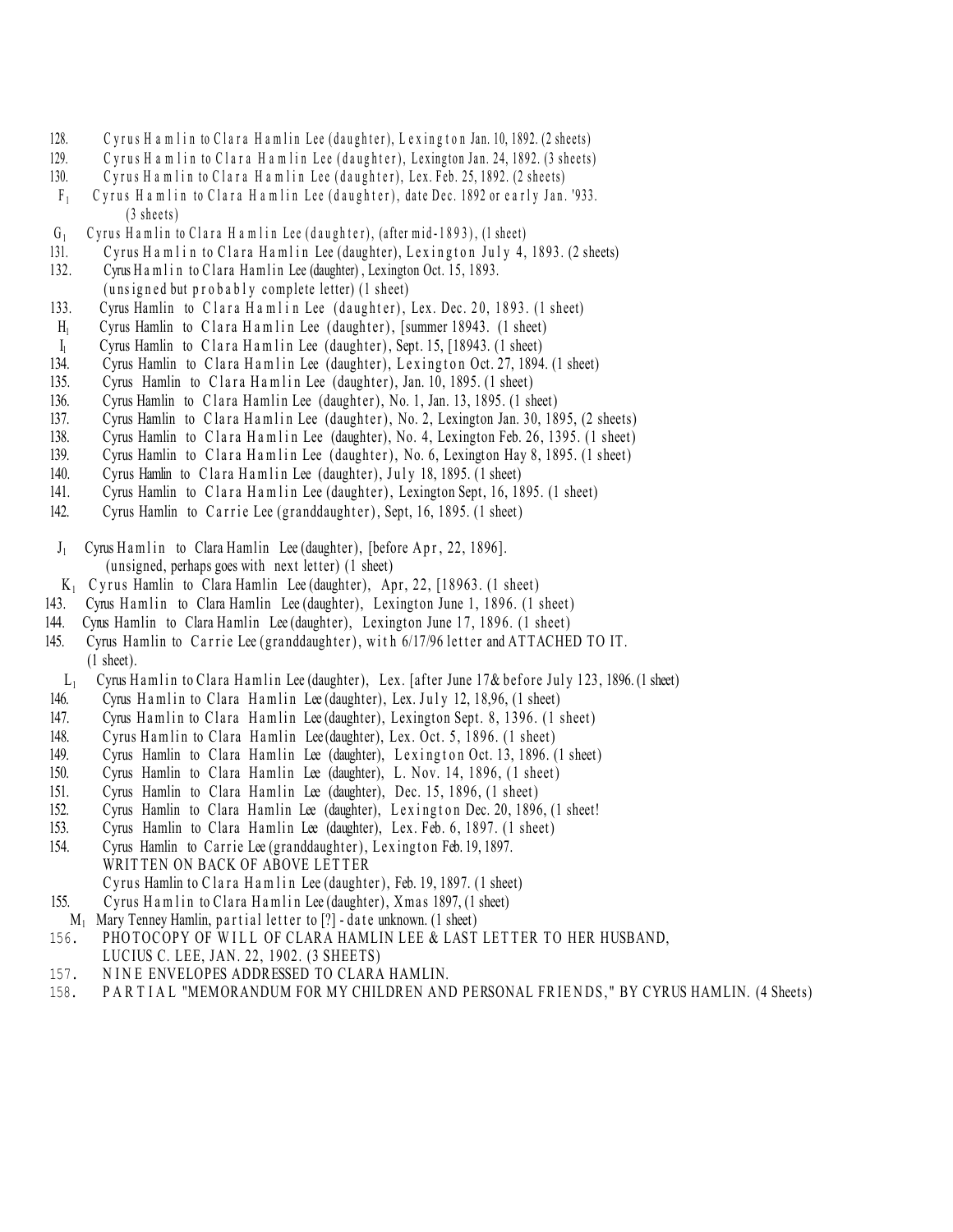128. Cyrus Hamlin to Clara Hamlin Lee (daughter), Lexington Jan. 10, 1892. (2 sheets)
129. Cyrus Hamlin to Clara Hamlin Lee (daughter), Lexington Jan. 24, 1892. (3 sheets)
130. Cyrus Hamlin to Clara Hamlin Lee (daughter), Lex. Feb. 25, 1892. (2 sheets)
$F_1$ Cyrus Hamlin to Clara Hamlin Lee (daughter), date Dec. 1892 or early Jan. '933.
(3 sheets)
$G_1$ Cyrus Hamlin to Clara Hamlin Lee (daughter), (after mid-1893), (1 sheet)
131. Cyrus Hamlin to Clara Hamlin Lee (daughter), Lexington July 4, 1893. (2 sheets)
132. Cyrus Hamlin to Clara Hamlin Lee (daughter), Lexington Oct. 15, 1893.
(unsigned but probably complete letter) (1 sheet)
133. Cyrus Hamlin to Clara Hamlin Lee (daughter), Lex. Dec. 20, 1893. (1 sheet)
$H_1$ Cyrus Hamlin to Clara Hamlin Lee (daughter), [summer 18943. (1 sheet)
$I_1$ Cyrus Hamlin to Clara Hamlin Lee (daughter), Sept. 15, [18943. (1 sheet)
134. Cyrus Hamlin to Clara Hamlin Lee (daughter), Lexington Oct. 27, 1894. (1 sheet)
135. Cyrus Hamlin to Clara Hamlin Lee (daughter), Jan. 10, 1895. (1 sheet)
136. Cyrus Hamlin to Clara Hamlin Lee (daughter), No. 1, Jan. 13, 1895. (1 sheet)
137. Cyrus Hamlin to Clara Hamlin Lee (daughter), No. 2, Lexington Jan. 30, 1895, (2 sheets)
138. Cyrus Hamlin to Clara Hamlin Lee (daughter), No. 4, Lexington Feb. 26, 1395. (1 sheet)
139. Cyrus Hamlin to Clara Hamlin Lee (daughter), No. 6, Lexington Hay 8, 1895. (1 sheet)
140. Cyrus Hamlin to Clara Hamlin Lee (daughter), July 18, 1895. (1 sheet)
141. Cyrus Hamlin to Clara Hamlin Lee (daughter), Lexington Sept, 16, 1895. (1 sheet)
142. Cyrus Hamlin to Carrie Lee (granddaughter), Sept, 16, 1895. (1 sheet)

$J_1$ Cyrus Hamlin to Clara Hamlin Lee (daughter), [before Apr, 22, 1896].
(unsigned, perhaps goes with next letter) (1 sheet)
$K_1$ Cyrus Hamlin to Clara Hamlin Lee (daughter), Apr, 22, [18963. (1 sheet)
143. Cyrus Hamlin to Clara Hamlin Lee (daughter), Lexington June 1, 1896. (1 sheet)
144. Cyrus Hamlin to Clara Hamlin Lee (daughter), Lexington June 17, 1896. (1 sheet)
145. Cyrus Hamlin to Carrie Lee (granddaughter), with 6/17/96 letter and ATTACHED TO IT.
(1 sheet).
$L_1$ Cyrus Hamlin to Clara Hamlin Lee (daughter), Lex. [after June 17& before July 123, 1896. (1 sheet)
146. Cyrus Hamlin to Clara Hamlin Lee (daughter), Lex. July 12, 18,96, (1 sheet)
147. Cyrus Hamlin to Clara Hamlin Lee (daughter), Lexington Sept. 8, 1396. (1 sheet)
148. Cyrus Hamlin to Clara Hamlin Lee (daughter), Lex. Oct. 5, 1896. (1 sheet)
149. Cyrus Hamlin to Clara Hamlin Lee (daughter), Lexington Oct. 13, 1896. (1 sheet)
150. Cyrus Hamlin to Clara Hamlin Lee (daughter), L. Nov. 14, 1896, (1 sheet)
151. Cyrus Hamlin to Clara Hamlin Lee (daughter), Dec. 15, 1896, (1 sheet)
152. Cyrus Hamlin to Clara Hamlin Lee (daughter), Lexington Dec. 20, 1896, (1 sheet!
153. Cyrus Hamlin to Clara Hamlin Lee (daughter), Lex. Feb. 6, 1897. (1 sheet)
154. Cyrus Hamlin to Carrie Lee (granddaughter), Lexington Feb. 19, 1897.
WRITTEN ON BACK OF ABOVE LETTER
Cyrus Hamlin to Clara Hamlin Lee (daughter), Feb. 19, 1897. (1 sheet)
155. Cyrus Hamlin to Clara Hamlin Lee (daughter), Xmas 1897, (1 sheet)
$M_1$ Mary Tenney Hamlin, partial letter to [?] - date unknown. (1 sheet)
156. PHOTOCOPY OF WILL OF CLARA HAMLIN LEE & LAST LETTER TO HER HUSBAND,
LUCIUS C. LEE, JAN. 22, 1902. (3 SHEETS)
157. NINE ENVELOPES ADDRESSED TO CLARA HAMLIN.
158. PARTIAL "MEMORANDUM FOR MY CHILDREN AND PERSONAL FRIENDS," BY CYRUS HAMLIN. (4 Sheets)